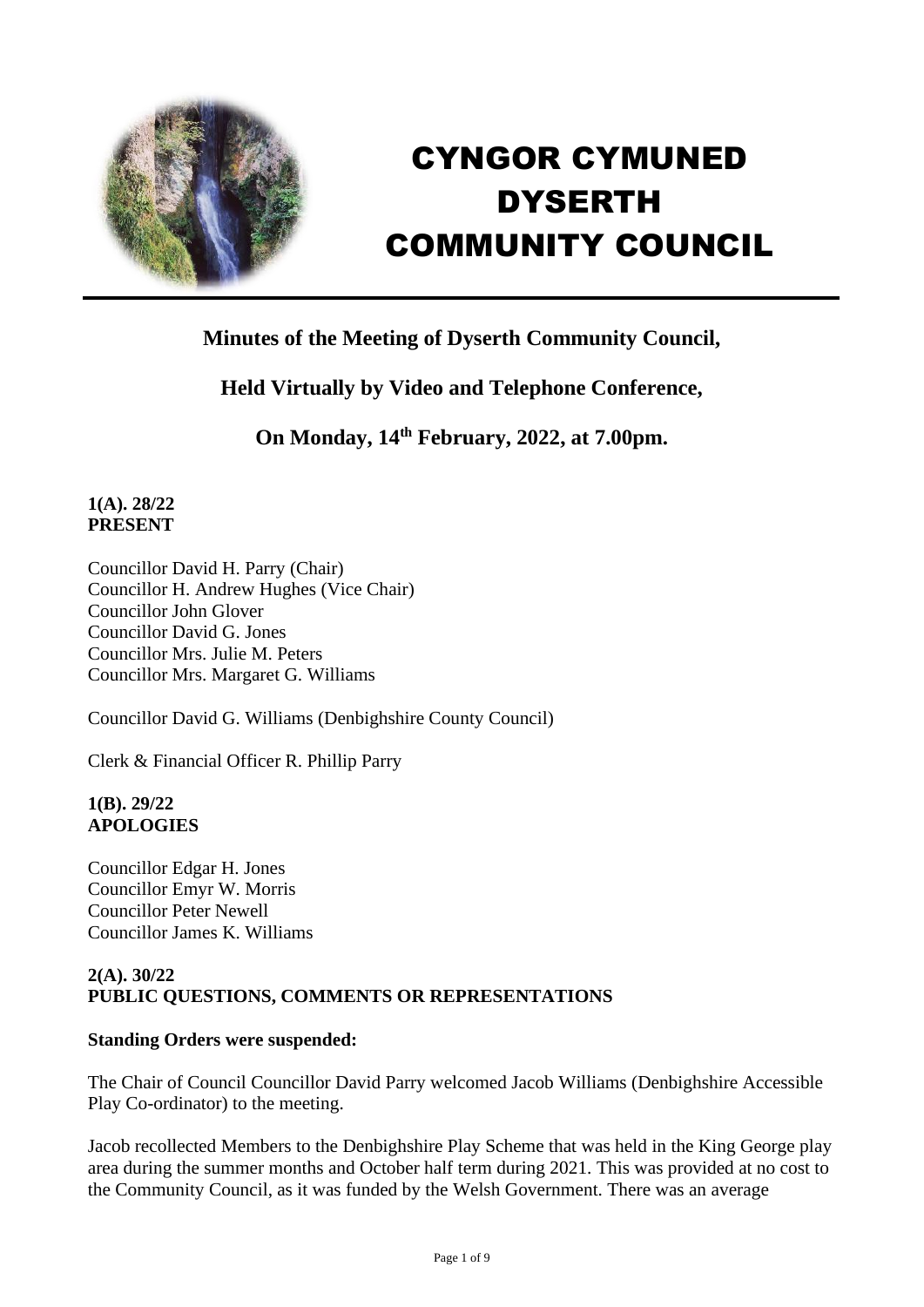# CYNGOR CYMUNED DYSERTH COMMUNITY COUNCIL

## Minutes of the Meeting of Dyserth Community Council,

## Held Virtually by Video and Telephone Conference,

## On Monday, 14th February, 2022, at 7.00pm.

**1(A). 28/22**
**PRESENT**

Councillor David H. Parry (Chair)
Councillor H. Andrew Hughes (Vice Chair)
Councillor John Glover
Councillor David G. Jones
Councillor Mrs. Julie M. Peters
Councillor Mrs. Margaret G. Williams

Councillor David G. Williams (Denbighshire County Council)

Clerk & Financial Officer R. Phillip Parry

**1(B). 29/22**
**APOLOGIES**

Councillor Edgar H. Jones
Councillor Emyr W. Morris
Councillor Peter Newell
Councillor James K. Williams

**2(A). 30/22**
**PUBLIC QUESTIONS, COMMENTS OR REPRESENTATIONS**

**Standing Orders were suspended:**

The Chair of Council Councillor David Parry welcomed Jacob Williams (Denbighshire Accessible Play Co-ordinator) to the meeting.

Jacob recollected Members to the Denbighshire Play Scheme that was held in the King George play area during the summer months and October half term during 2021. This was provided at no cost to the Community Council, as it was funded by the Welsh Government. There was an average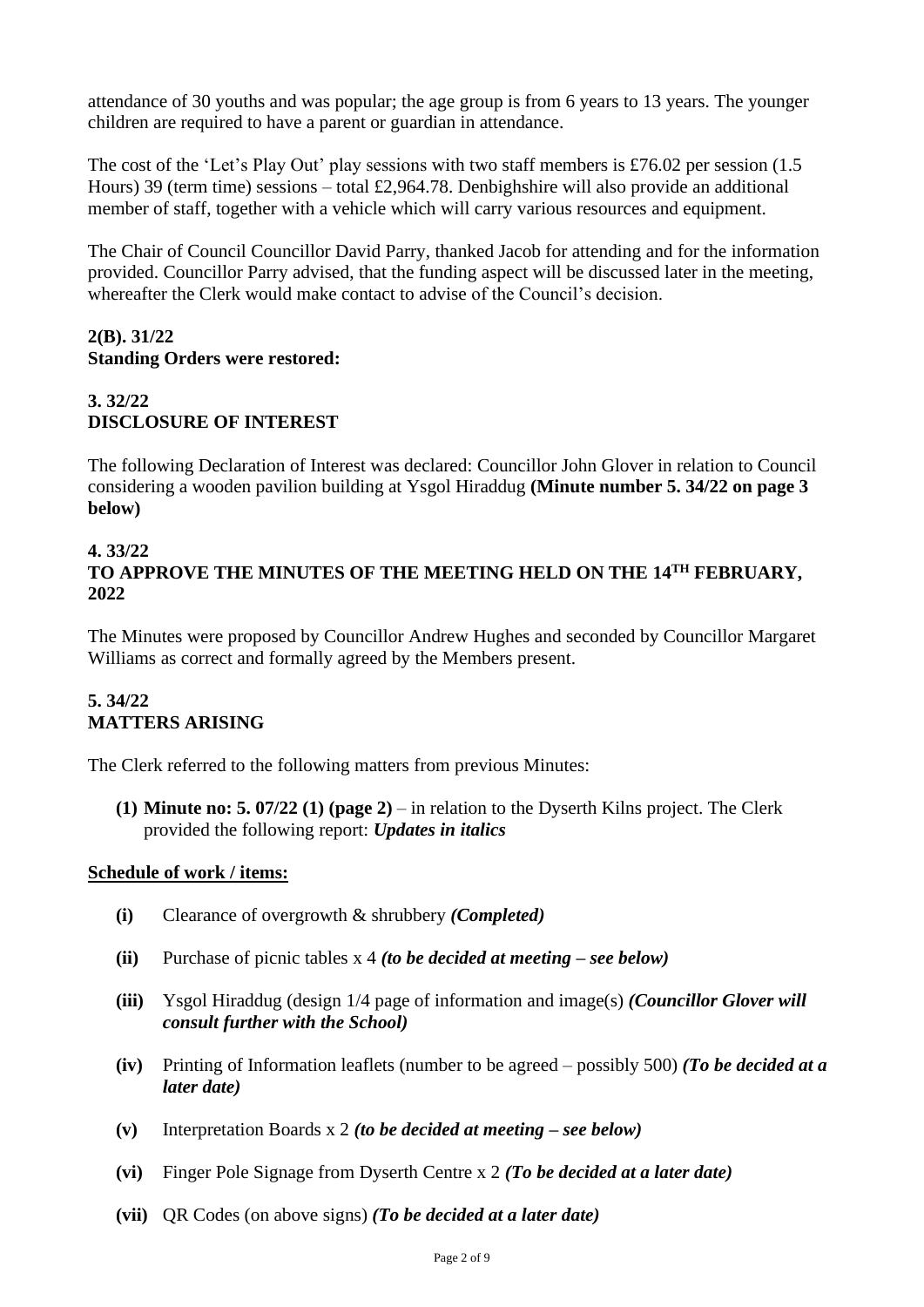attendance of 30 youths and was popular; the age group is from 6 years to 13 years. The younger children are required to have a parent or guardian in attendance.

The cost of the 'Let's Play Out' play sessions with two staff members is £76.02 per session (1.5 Hours) 39 (term time) sessions – total £2,964.78. Denbighshire will also provide an additional member of staff, together with a vehicle which will carry various resources and equipment.

The Chair of Council Councillor David Parry, thanked Jacob for attending and for the information provided. Councillor Parry advised, that the funding aspect will be discussed later in the meeting, whereafter the Clerk would make contact to advise of the Council's decision.

**2(B). 31/22**
**Standing Orders were restored:**

**3. 32/22**
**DISCLOSURE OF INTEREST**

The following Declaration of Interest was declared: Councillor John Glover in relation to Council considering a wooden pavilion building at Ysgol Hiraddug **(Minute number 5. 34/22 on page 3 below)**

**4. 33/22**
**TO APPROVE THE MINUTES OF THE MEETING HELD ON THE 14TH FEBRUARY, 2022**

The Minutes were proposed by Councillor Andrew Hughes and seconded by Councillor Margaret Williams as correct and formally agreed by the Members present.

**5. 34/22**
**MATTERS ARISING**

The Clerk referred to the following matters from previous Minutes:

**(1) Minute no: 5. 07/22 (1) (page 2)** – in relation to the Dyserth Kilns project. The Clerk provided the following report: ***Updates in italics***

**Schedule of work / items:**

- **(i)** Clearance of overgrowth & shrubbery ***(Completed)***
- **(ii)** Purchase of picnic tables x 4 ***(to be decided at meeting – see below)***
- **(iii)** Ysgol Hiraddug (design 1/4 page of information and image(s) ***(Councillor Glover will consult further with the School)***
- **(iv)** Printing of Information leaflets (number to be agreed – possibly 500) ***(To be decided at a later date)***
- **(v)** Interpretation Boards x 2 ***(to be decided at meeting – see below)***
- **(vi)** Finger Pole Signage from Dyserth Centre x 2 ***(To be decided at a later date)***
- **(vii)** QR Codes (on above signs) ***(To be decided at a later date)***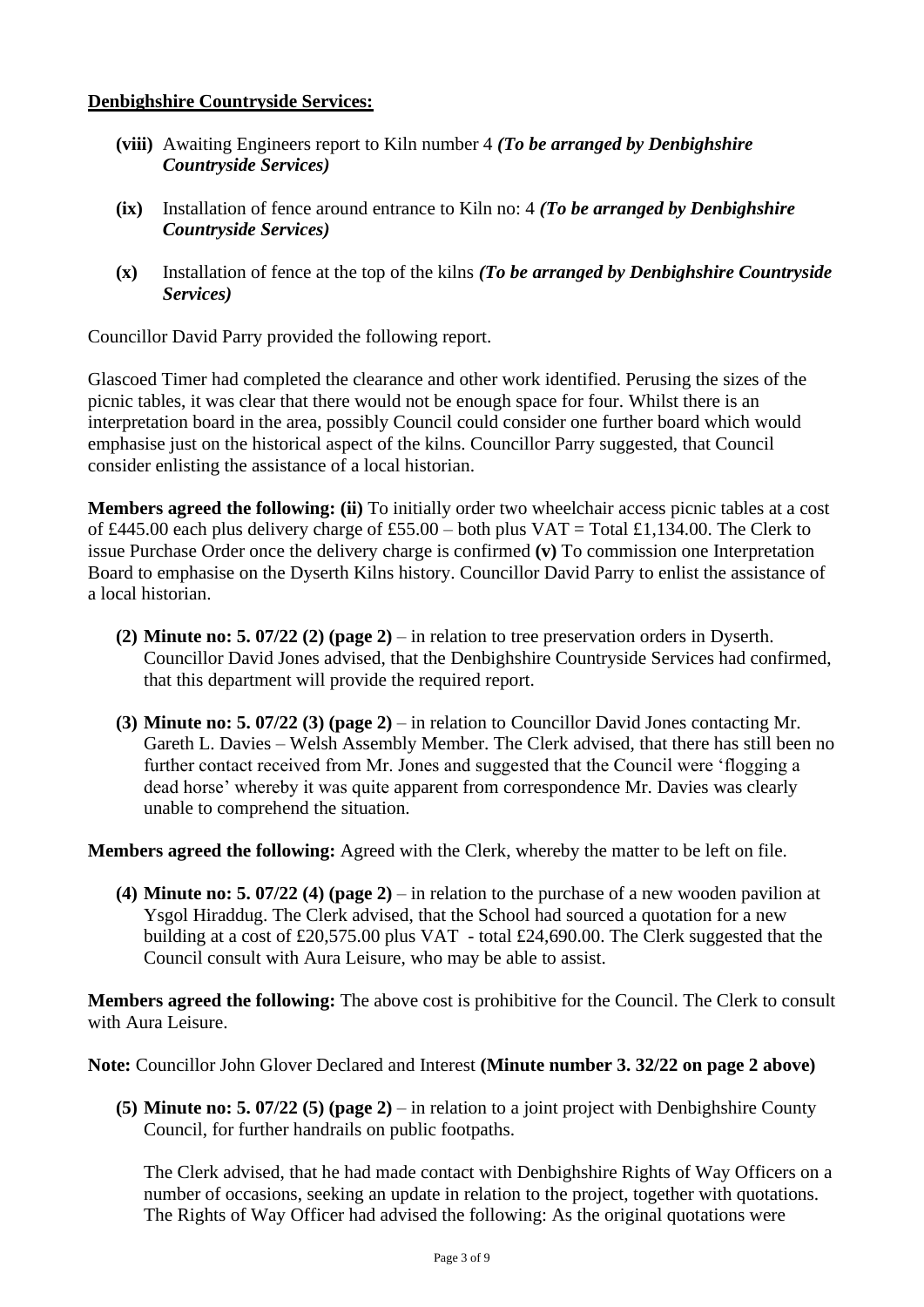**Denbighshire Countryside Services:**

- **(viii)** Awaiting Engineers report to Kiln number 4 ***(To be arranged by Denbighshire Countryside Services)***

- **(ix)** Installation of fence around entrance to Kiln no: 4 ***(To be arranged by Denbighshire Countryside Services)***

- **(x)** Installation of fence at the top of the kilns ***(To be arranged by Denbighshire Countryside Services)***

Councillor David Parry provided the following report.

Glascoed Timer had completed the clearance and other work identified. Perusing the sizes of the picnic tables, it was clear that there would not be enough space for four. Whilst there is an interpretation board in the area, possibly Council could consider one further board which would emphasise just on the historical aspect of the kilns. Councillor Parry suggested, that Council consider enlisting the assistance of a local historian.

**Members agreed the following: (ii)** To initially order two wheelchair access picnic tables at a cost of £445.00 each plus delivery charge of £55.00 – both plus VAT = Total £1,134.00. The Clerk to issue Purchase Order once the delivery charge is confirmed **(v)** To commission one Interpretation Board to emphasise on the Dyserth Kilns history. Councillor David Parry to enlist the assistance of a local historian.

- **(2) Minute no: 5. 07/22 (2) (page 2)** – in relation to tree preservation orders in Dyserth. Councillor David Jones advised, that the Denbighshire Countryside Services had confirmed, that this department will provide the required report.

- **(3) Minute no: 5. 07/22 (3) (page 2)** – in relation to Councillor David Jones contacting Mr. Gareth L. Davies – Welsh Assembly Member. The Clerk advised, that there has still been no further contact received from Mr. Jones and suggested that the Council were 'flogging a dead horse' whereby it was quite apparent from correspondence Mr. Davies was clearly unable to comprehend the situation.

**Members agreed the following:** Agreed with the Clerk, whereby the matter to be left on file.

- **(4) Minute no: 5. 07/22 (4) (page 2)** – in relation to the purchase of a new wooden pavilion at Ysgol Hiraddug. The Clerk advised, that the School had sourced a quotation for a new building at a cost of £20,575.00 plus VAT - total £24,690.00. The Clerk suggested that the Council consult with Aura Leisure, who may be able to assist.

**Members agreed the following:** The above cost is prohibitive for the Council. The Clerk to consult with Aura Leisure.

**Note:** Councillor John Glover Declared and Interest **(Minute number 3. 32/22 on page 2 above)**

- **(5) Minute no: 5. 07/22 (5) (page 2)** – in relation to a joint project with Denbighshire County Council, for further handrails on public footpaths.

  The Clerk advised, that he had made contact with Denbighshire Rights of Way Officers on a number of occasions, seeking an update in relation to the project, together with quotations. The Rights of Way Officer had advised the following: As the original quotations were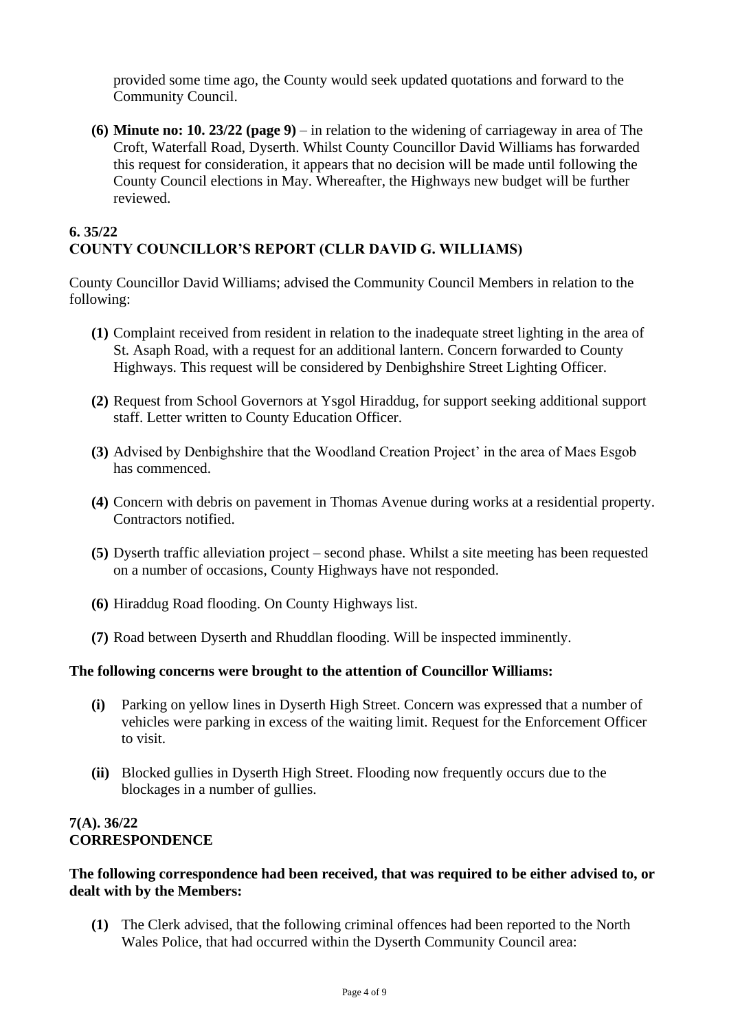provided some time ago, the County would seek updated quotations and forward to the Community Council.

**(6) Minute no: 10. 23/22 (page 9)** – in relation to the widening of carriageway in area of The Croft, Waterfall Road, Dyserth. Whilst County Councillor David Williams has forwarded this request for consideration, it appears that no decision will be made until following the County Council elections in May. Whereafter, the Highways new budget will be further reviewed.

## 6. 35/22
## COUNTY COUNCILLOR'S REPORT (CLLR DAVID G. WILLIAMS)

County Councillor David Williams; advised the Community Council Members in relation to the following:

**(1)** Complaint received from resident in relation to the inadequate street lighting in the area of St. Asaph Road, with a request for an additional lantern. Concern forwarded to County Highways. This request will be considered by Denbighshire Street Lighting Officer.

**(2)** Request from School Governors at Ysgol Hiraddug, for support seeking additional support staff. Letter written to County Education Officer.

**(3)** Advised by Denbighshire that the Woodland Creation Project' in the area of Maes Esgob has commenced.

**(4)** Concern with debris on pavement in Thomas Avenue during works at a residential property. Contractors notified.

**(5)** Dyserth traffic alleviation project – second phase. Whilst a site meeting has been requested on a number of occasions, County Highways have not responded.

**(6)** Hiraddug Road flooding. On County Highways list.

**(7)** Road between Dyserth and Rhuddlan flooding. Will be inspected imminently.

**The following concerns were brought to the attention of Councillor Williams:**

**(i)** Parking on yellow lines in Dyserth High Street. Concern was expressed that a number of vehicles were parking in excess of the waiting limit. Request for the Enforcement Officer to visit.

**(ii)** Blocked gullies in Dyserth High Street. Flooding now frequently occurs due to the blockages in a number of gullies.

## 7(A). 36/22
## CORRESPONDENCE

**The following correspondence had been received, that was required to be either advised to, or dealt with by the Members:**

**(1)** The Clerk advised, that the following criminal offences had been reported to the North Wales Police, that had occurred within the Dyserth Community Council area: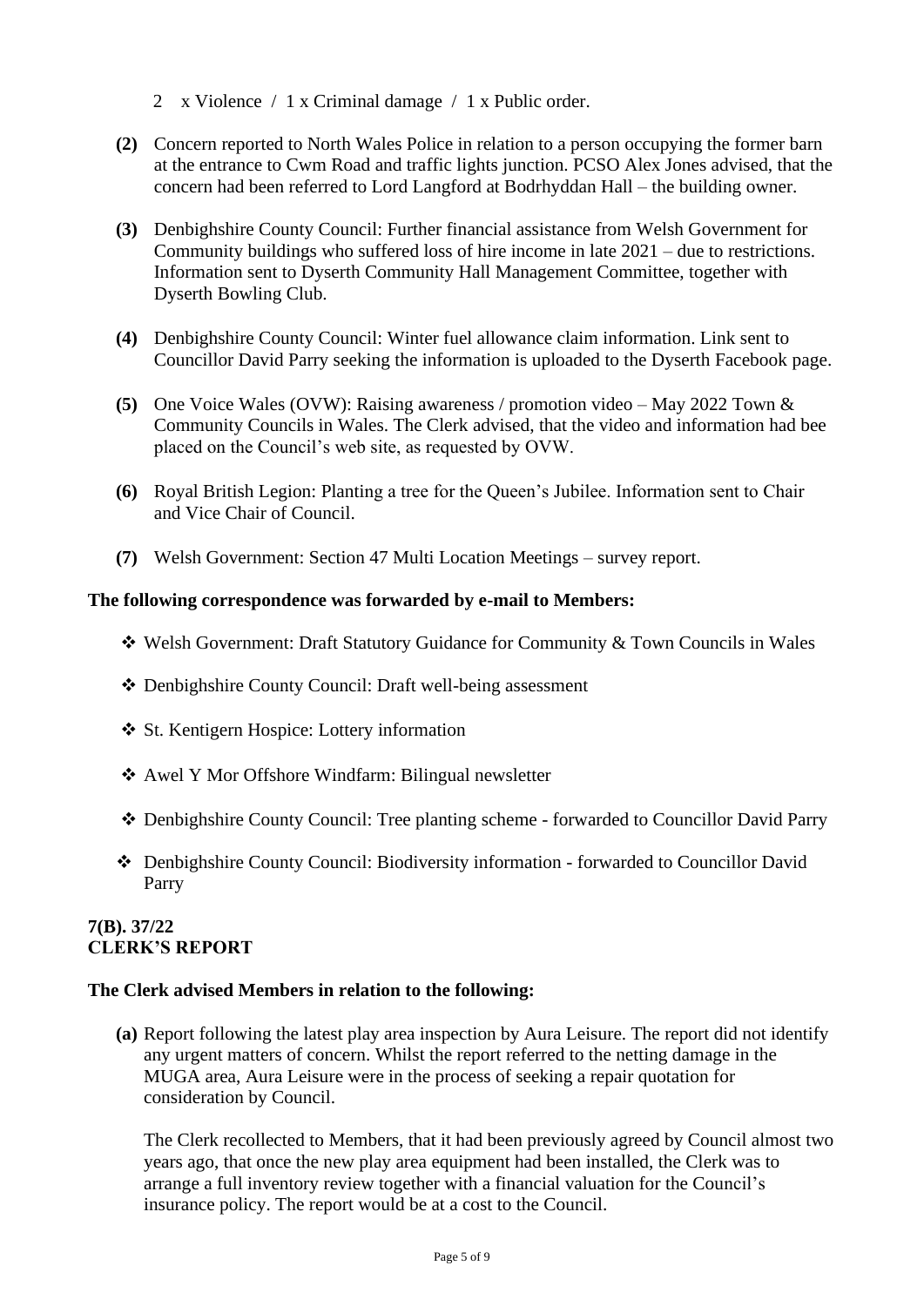2 x Violence / 1 x Criminal damage / 1 x Public order.

**(2)** Concern reported to North Wales Police in relation to a person occupying the former barn at the entrance to Cwm Road and traffic lights junction. PCSO Alex Jones advised, that the concern had been referred to Lord Langford at Bodrhyddan Hall – the building owner.

**(3)** Denbighshire County Council: Further financial assistance from Welsh Government for Community buildings who suffered loss of hire income in late 2021 – due to restrictions. Information sent to Dyserth Community Hall Management Committee, together with Dyserth Bowling Club.

**(4)** Denbighshire County Council: Winter fuel allowance claim information. Link sent to Councillor David Parry seeking the information is uploaded to the Dyserth Facebook page.

**(5)** One Voice Wales (OVW): Raising awareness / promotion video – May 2022 Town & Community Councils in Wales. The Clerk advised, that the video and information had bee placed on the Council's web site, as requested by OVW.

**(6)** Royal British Legion: Planting a tree for the Queen's Jubilee. Information sent to Chair and Vice Chair of Council.

**(7)** Welsh Government: Section 47 Multi Location Meetings – survey report.

**The following correspondence was forwarded by e-mail to Members:**

- Welsh Government: Draft Statutory Guidance for Community & Town Councils in Wales
- Denbighshire County Council: Draft well-being assessment
- St. Kentigern Hospice: Lottery information
- Awel Y Mor Offshore Windfarm: Bilingual newsletter
- Denbighshire County Council: Tree planting scheme - forwarded to Councillor David Parry
- Denbighshire County Council: Biodiversity information - forwarded to Councillor David Parry

**7(B). 37/22**
**CLERK'S REPORT**

**The Clerk advised Members in relation to the following:**

**(a)** Report following the latest play area inspection by Aura Leisure. The report did not identify any urgent matters of concern. Whilst the report referred to the netting damage in the MUGA area, Aura Leisure were in the process of seeking a repair quotation for consideration by Council.

The Clerk recollected to Members, that it had been previously agreed by Council almost two years ago, that once the new play area equipment had been installed, the Clerk was to arrange a full inventory review together with a financial valuation for the Council's insurance policy. The report would be at a cost to the Council.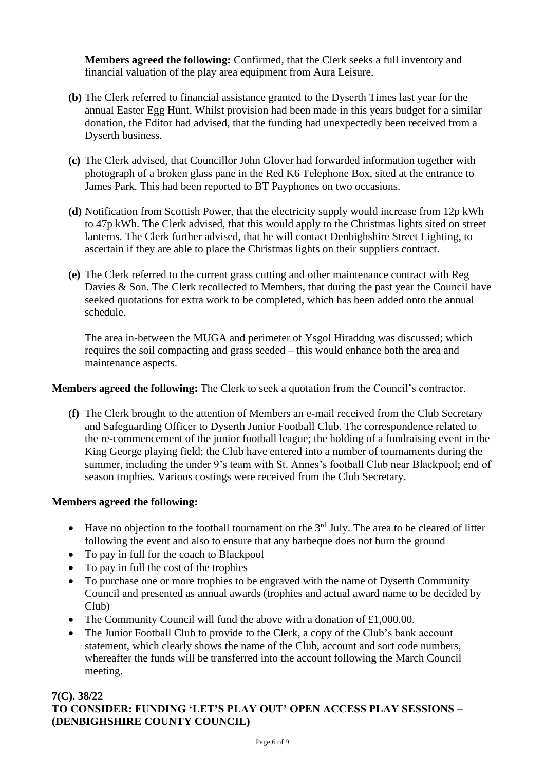**Members agreed the following:** Confirmed, that the Clerk seeks a full inventory and financial valuation of the play area equipment from Aura Leisure.

**(b)** The Clerk referred to financial assistance granted to the Dyserth Times last year for the annual Easter Egg Hunt. Whilst provision had been made in this years budget for a similar donation, the Editor had advised, that the funding had unexpectedly been received from a Dyserth business.

**(c)** The Clerk advised, that Councillor John Glover had forwarded information together with photograph of a broken glass pane in the Red K6 Telephone Box, sited at the entrance to James Park. This had been reported to BT Payphones on two occasions.

**(d)** Notification from Scottish Power, that the electricity supply would increase from 12p kWh to 47p kWh. The Clerk advised, that this would apply to the Christmas lights sited on street lanterns. The Clerk further advised, that he will contact Denbighshire Street Lighting, to ascertain if they are able to place the Christmas lights on their suppliers contract.

**(e)** The Clerk referred to the current grass cutting and other maintenance contract with Reg Davies & Son. The Clerk recollected to Members, that during the past year the Council have seeked quotations for extra work to be completed, which has been added onto the annual schedule.

The area in-between the MUGA and perimeter of Ysgol Hiraddug was discussed; which requires the soil compacting and grass seeded – this would enhance both the area and maintenance aspects.

**Members agreed the following:** The Clerk to seek a quotation from the Council's contractor.

**(f)** The Clerk brought to the attention of Members an e-mail received from the Club Secretary and Safeguarding Officer to Dyserth Junior Football Club. The correspondence related to the re-commencement of the junior football league; the holding of a fundraising event in the King George playing field; the Club have entered into a number of tournaments during the summer, including the under 9's team with St. Annes's football Club near Blackpool; end of season trophies. Various costings were received from the Club Secretary.

**Members agreed the following:**

- Have no objection to the football tournament on the 3rd July. The area to be cleared of litter following the event and also to ensure that any barbeque does not burn the ground
- To pay in full for the coach to Blackpool
- To pay in full the cost of the trophies
- To purchase one or more trophies to be engraved with the name of Dyserth Community Council and presented as annual awards (trophies and actual award name to be decided by Club)
- The Community Council will fund the above with a donation of £1,000.00.
- The Junior Football Club to provide to the Clerk, a copy of the Club's bank account statement, which clearly shows the name of the Club, account and sort code numbers, whereafter the funds will be transferred into the account following the March Council meeting.

**7(C). 38/22**
**TO CONSIDER: FUNDING 'LET'S PLAY OUT' OPEN ACCESS PLAY SESSIONS – (DENBIGHSHIRE COUNTY COUNCIL)**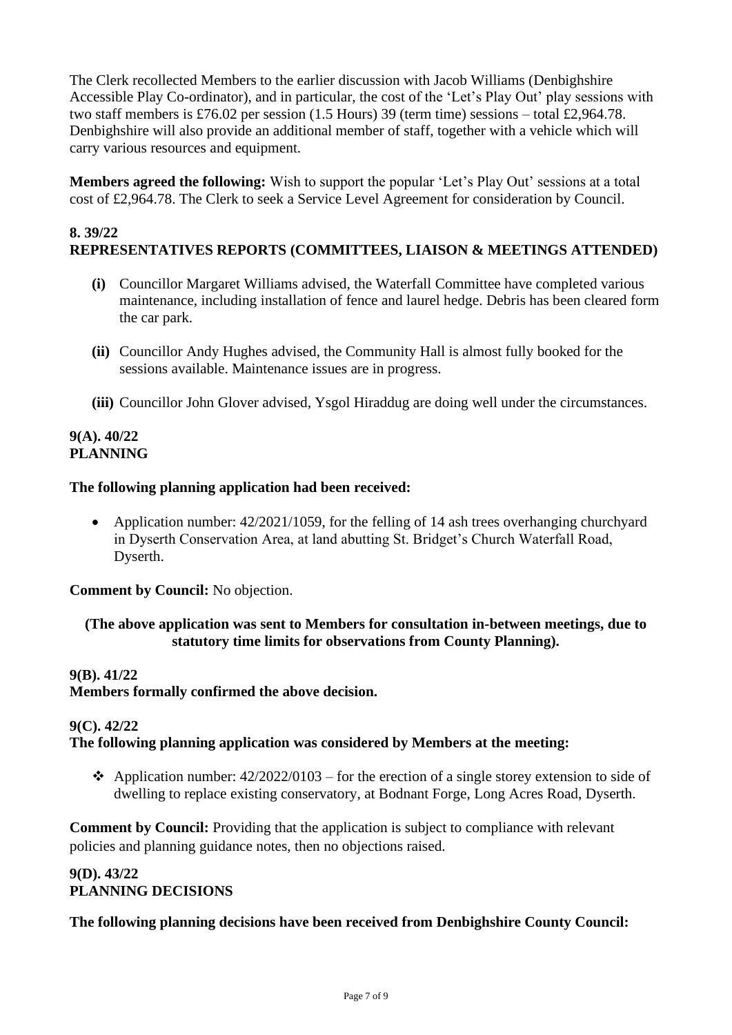The Clerk recollected Members to the earlier discussion with Jacob Williams (Denbighshire Accessible Play Co-ordinator), and in particular, the cost of the 'Let's Play Out' play sessions with two staff members is £76.02 per session (1.5 Hours) 39 (term time) sessions – total £2,964.78. Denbighshire will also provide an additional member of staff, together with a vehicle which will carry various resources and equipment.

**Members agreed the following:** Wish to support the popular 'Let's Play Out' sessions at a total cost of £2,964.78. The Clerk to seek a Service Level Agreement for consideration by Council.

**8. 39/22**
**REPRESENTATIVES REPORTS (COMMITTEES, LIAISON & MEETINGS ATTENDED)**

- **(i)** Councillor Margaret Williams advised, the Waterfall Committee have completed various maintenance, including installation of fence and laurel hedge. Debris has been cleared form the car park.

- **(ii)** Councillor Andy Hughes advised, the Community Hall is almost fully booked for the sessions available. Maintenance issues are in progress.

- **(iii)** Councillor John Glover advised, Ysgol Hiraddug are doing well under the circumstances.

**9(A). 40/22**
**PLANNING**

**The following planning application had been received:**

- Application number: 42/2021/1059, for the felling of 14 ash trees overhanging churchyard in Dyserth Conservation Area, at land abutting St. Bridget's Church Waterfall Road, Dyserth.

**Comment by Council:** No objection.

**(The above application was sent to Members for consultation in-between meetings, due to statutory time limits for observations from County Planning).**

**9(B). 41/22**
**Members formally confirmed the above decision.**

**9(C). 42/22**
**The following planning application was considered by Members at the meeting:**

- Application number: 42/2022/0103 – for the erection of a single storey extension to side of dwelling to replace existing conservatory, at Bodnant Forge, Long Acres Road, Dyserth.

**Comment by Council:** Providing that the application is subject to compliance with relevant policies and planning guidance notes, then no objections raised.

**9(D). 43/22**
**PLANNING DECISIONS**

**The following planning decisions have been received from Denbighshire County Council:**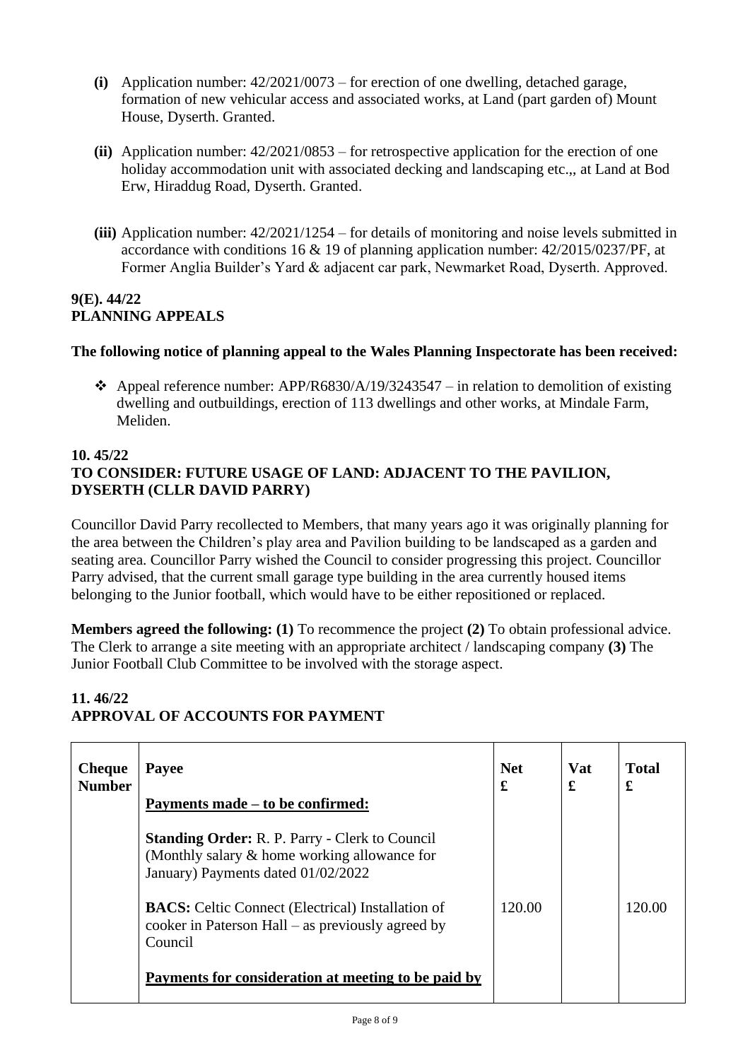- **(i)** Application number: 42/2021/0073 – for erection of one dwelling, detached garage, formation of new vehicular access and associated works, at Land (part garden of) Mount House, Dyserth. Granted.

- **(ii)** Application number: 42/2021/0853 – for retrospective application for the erection of one holiday accommodation unit with associated decking and landscaping etc.,, at Land at Bod Erw, Hiraddug Road, Dyserth. Granted.

- **(iii)** Application number: 42/2021/1254 – for details of monitoring and noise levels submitted in accordance with conditions 16 & 19 of planning application number: 42/2015/0237/PF, at Former Anglia Builder's Yard & adjacent car park, Newmarket Road, Dyserth. Approved.

**9(E). 44/22**
**PLANNING APPEALS**

**The following notice of planning appeal to the Wales Planning Inspectorate has been received:**

- ❖ Appeal reference number: APP/R6830/A/19/3243547 – in relation to demolition of existing dwelling and outbuildings, erection of 113 dwellings and other works, at Mindale Farm, Meliden.

**10. 45/22**
**TO CONSIDER: FUTURE USAGE OF LAND: ADJACENT TO THE PAVILION, DYSERTH (CLLR DAVID PARRY)**

Councillor David Parry recollected to Members, that many years ago it was originally planning for the area between the Children's play area and Pavilion building to be landscaped as a garden and seating area. Councillor Parry wished the Council to consider progressing this project. Councillor Parry advised, that the current small garage type building in the area currently housed items belonging to the Junior football, which would have to be either repositioned or replaced.

**Members agreed the following: (1)** To recommence the project **(2)** To obtain professional advice. The Clerk to arrange a site meeting with an appropriate architect / landscaping company **(3)** The Junior Football Club Committee to be involved with the storage aspect.

**11. 46/22**
**APPROVAL OF ACCOUNTS FOR PAYMENT**

| Cheque Number | Payee | Net £ | Vat £ | Total £ |
|---|---|---|---|---|
| | **Payments made – to be confirmed:** | | | |
| | **Standing Order:** R. P. Parry - Clerk to Council (Monthly salary & home working allowance for January) Payments dated 01/02/2022 | | | |
| | **BACS:** Celtic Connect (Electrical) Installation of cooker in Paterson Hall – as previously agreed by Council | 120.00 | | 120.00 |
| | **Payments for consideration at meeting to be paid by** | | | |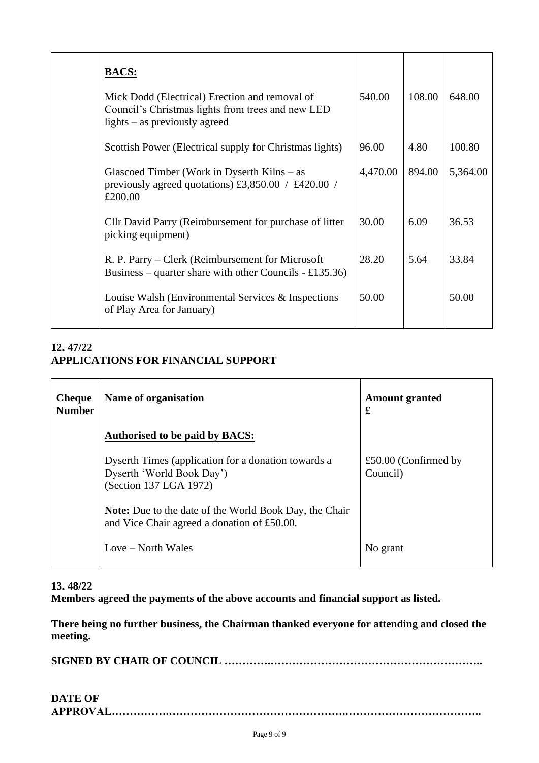| | | | | |
|---|---|---|---|---|
| | **BACS:** | | | |
| | Mick Dodd (Electrical) Erection and removal of Council's Christmas lights from trees and new LED lights – as previously agreed | 540.00 | 108.00 | 648.00 |
| | Scottish Power (Electrical supply for Christmas lights) | 96.00 | 4.80 | 100.80 |
| | Glascoed Timber (Work in Dyserth Kilns – as previously agreed quotations) £3,850.00 / £420.00 / £200.00 | 4,470.00 | 894.00 | 5,364.00 |
| | Cllr David Parry (Reimbursement for purchase of litter picking equipment) | 30.00 | 6.09 | 36.53 |
| | R. P. Parry – Clerk (Reimbursement for Microsoft Business – quarter share with other Councils - £135.36) | 28.20 | 5.64 | 33.84 |
| | Louise Walsh (Environmental Services & Inspections of Play Area for January) | 50.00 | | 50.00 |

**12. 47/22**
**APPLICATIONS FOR FINANCIAL SUPPORT**

| Cheque Number | Name of organisation | Amount granted £ |
|---|---|---|
| | **Authorised to be paid by BACS:** | |
| | Dyserth Times (application for a donation towards a Dyserth 'World Book Day') (Section 137 LGA 1972) | £50.00 (Confirmed by Council) |
| | **Note:** Due to the date of the World Book Day, the Chair and Vice Chair agreed a donation of £50.00. | |
| | Love – North Wales | No grant |

**13. 48/22**
**Members agreed the payments of the above accounts and financial support as listed.**

**There being no further business, the Chairman thanked everyone for attending and closed the meeting.**

**SIGNED BY CHAIR OF COUNCIL ………….…………………………………………………..**

**DATE OF APPROVAL…………….…………………………………….……………………………..**